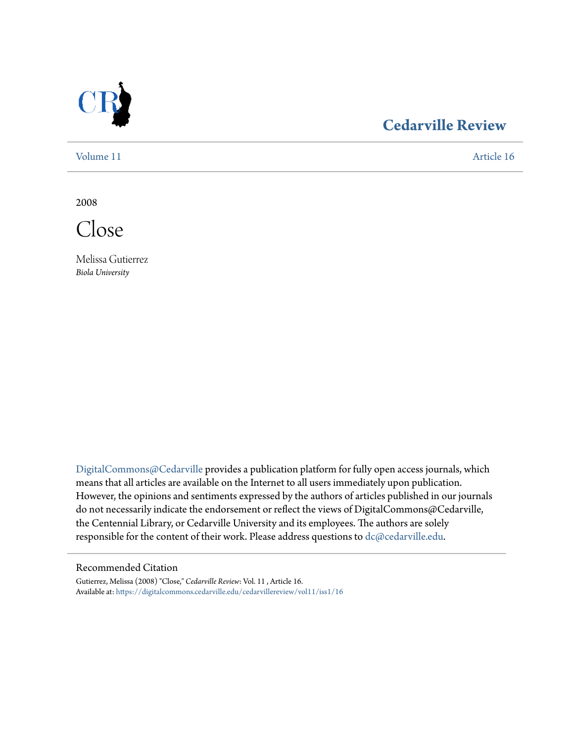# Cedarville Review

Volume 11 Article 16

2008

# Close

Melissa Gutierrez
*Biola University*

DigitalCommons@Cedarville provides a publication platform for fully open access journals, which means that all articles are available on the Internet to all users immediately upon publication. However, the opinions and sentiments expressed by the authors of articles published in our journals do not necessarily indicate the endorsement or reflect the views of DigitalCommons@Cedarville, the Centennial Library, or Cedarville University and its employees. The authors are solely responsible for the content of their work. Please address questions to dc@cedarville.edu.

## Recommended Citation

Gutierrez, Melissa (2008) "Close," *Cedarville Review*: Vol. 11 , Article 16.
Available at: https://digitalcommons.cedarville.edu/cedarvillereview/vol11/iss1/16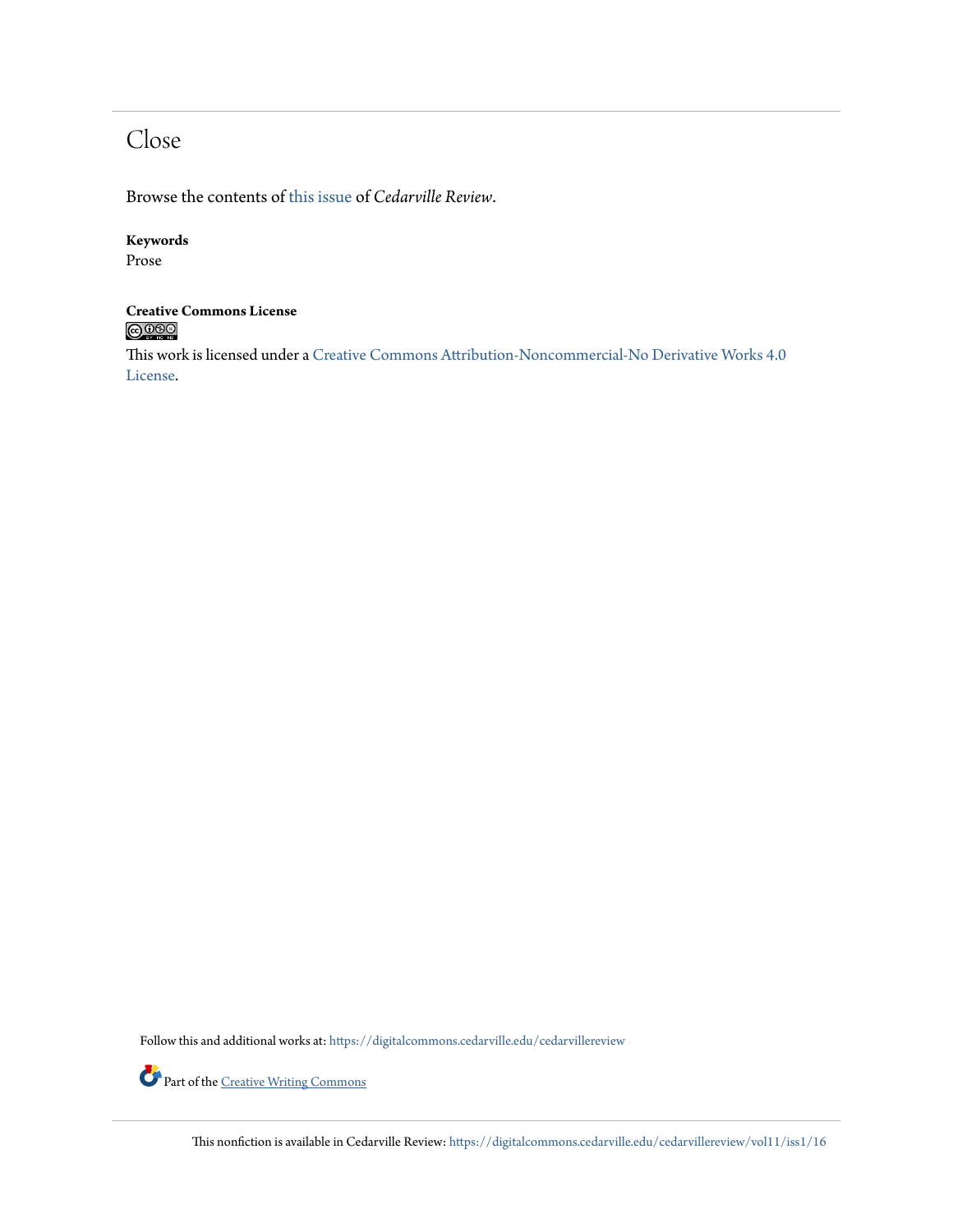# Close

Browse the contents of this issue of *Cedarville Review*.

**Keywords**
Prose

**Creative Commons License**

This work is licensed under a Creative Commons Attribution-Noncommercial-No Derivative Works 4.0 License.

Follow this and additional works at: https://digitalcommons.cedarville.edu/cedarvillereview

Part of the Creative Writing Commons

This nonfiction is available in Cedarville Review: https://digitalcommons.cedarville.edu/cedarvillereview/vol11/iss1/16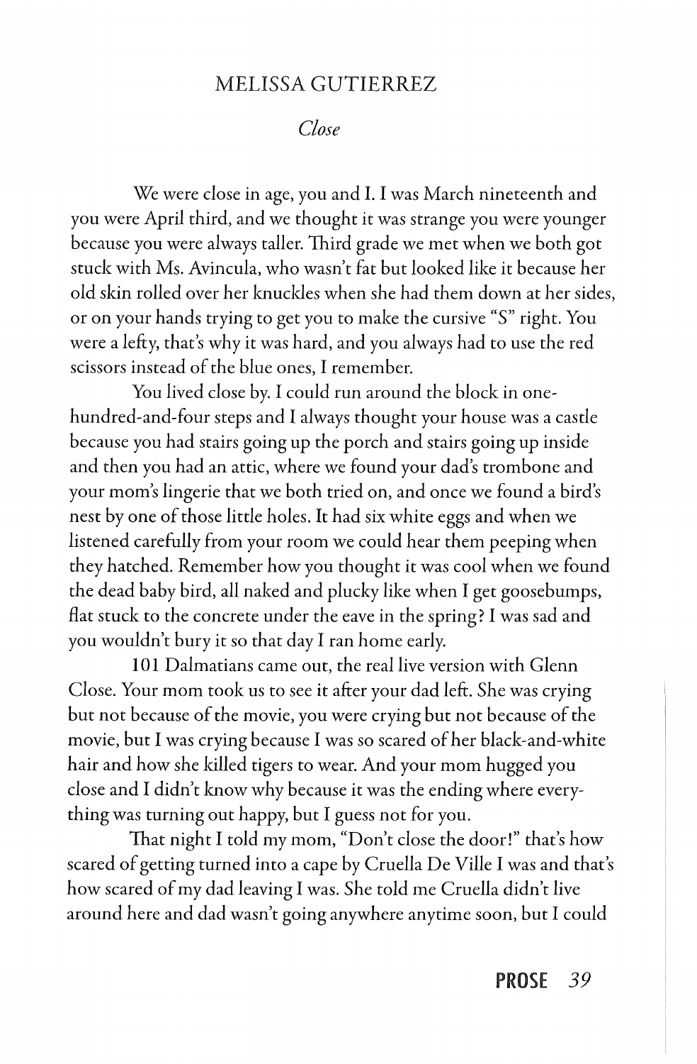## MELISSA GUTIERREZ

### *Close*

We were close in age, you and I. I was March nineteenth and you were April third, and we thought it was strange you were younger because you were always taller. Third grade we met when we both got stuck with Ms. Avincula, who wasn't fat but looked like it because her old skin rolled over her knuckles when she had them down at her sides, or on your hands trying to get you to make the cursive "S" right. You were a lefty, that's why it was hard, and you always had to use the red scissors instead of the blue ones, I remember.

You lived close by. I could run around the block in one-hundred-and-four steps and I always thought your house was a castle because you had stairs going up the porch and stairs going up inside and then you had an attic, where we found your dad's trombone and your mom's lingerie that we both tried on, and once we found a bird's nest by one of those little holes. It had six white eggs and when we listened carefully from your room we could hear them peeping when they hatched. Remember how you thought it was cool when we found the dead baby bird, all naked and plucky like when I get goosebumps, flat stuck to the concrete under the eave in the spring? I was sad and you wouldn't bury it so that day I ran home early.

101 Dalmatians came out, the real live version with Glenn Close. Your mom took us to see it after your dad left. She was crying but not because of the movie, you were crying but not because of the movie, but I was crying because I was so scared of her black-and-white hair and how she killed tigers to wear. And your mom hugged you close and I didn't know why because it was the ending where everything was turning out happy, but I guess not for you.

That night I told my mom, "Don't close the door!" that's how scared of getting turned into a cape by Cruella De Ville I was and that's how scared of my dad leaving I was. She told me Cruella didn't live around here and dad wasn't going anywhere anytime soon, but I could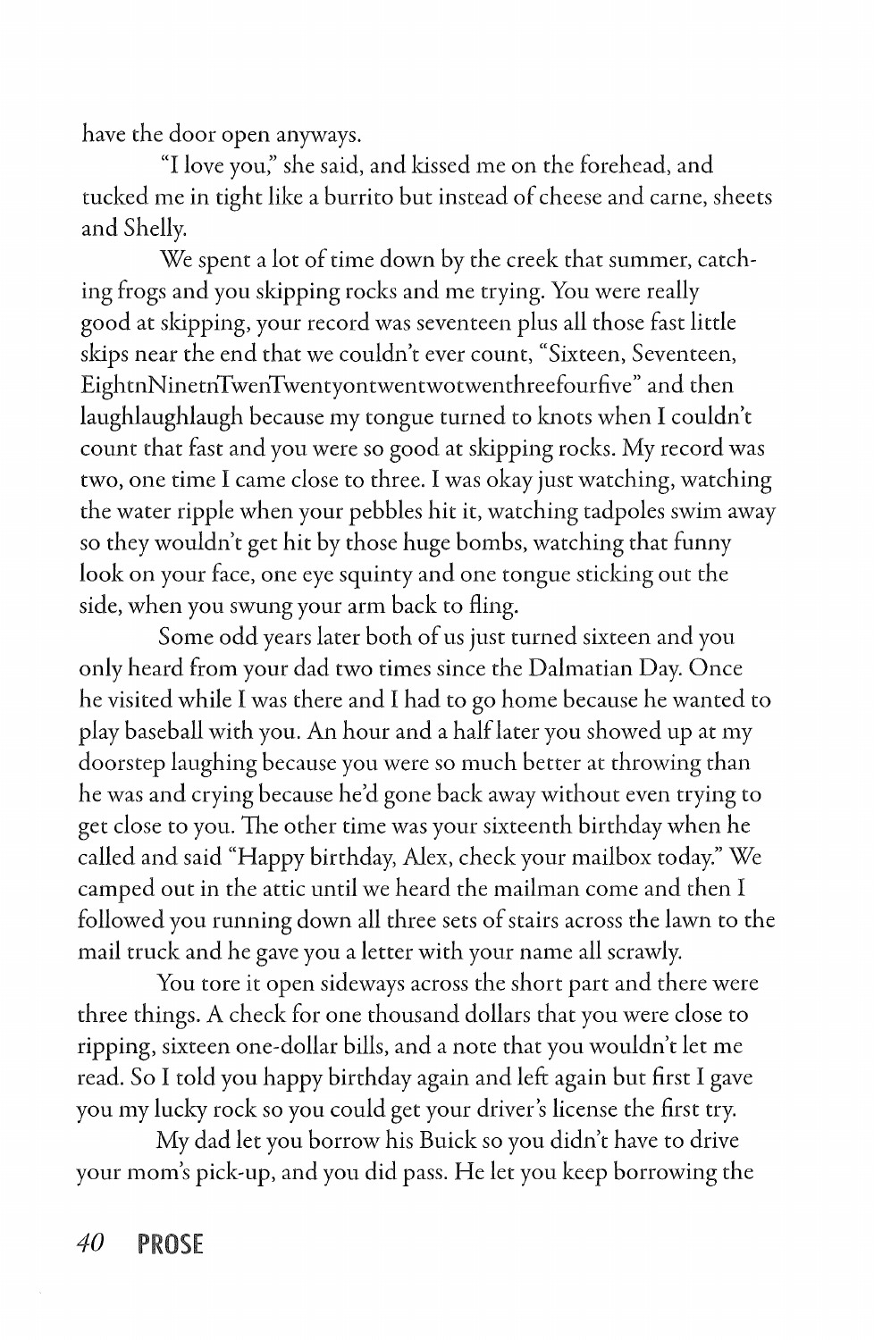have the door open anyways.

"I love you," she said, and kissed me on the forehead, and tucked me in tight like a burrito but instead of cheese and carne, sheets and Shelly.

We spent a lot of time down by the creek that summer, catching frogs and you skipping rocks and me trying. You were really good at skipping, your record was seventeen plus all those fast little skips near the end that we couldn't ever count, "Sixteen, Seventeen, EightnNinetnTwenTwentyontwentwotwenthreefourfive" and then laughlaughlaugh because my tongue turned to knots when I couldn't count that fast and you were so good at skipping rocks. My record was two, one time I came close to three. I was okay just watching, watching the water ripple when your pebbles hit it, watching tadpoles swim away so they wouldn't get hit by those huge bombs, watching that funny look on your face, one eye squinty and one tongue sticking out the side, when you swung your arm back to fling.

Some odd years later both of us just turned sixteen and you only heard from your dad two times since the Dalmatian Day. Once he visited while I was there and I had to go home because he wanted to play baseball with you. An hour and a half later you showed up at my doorstep laughing because you were so much better at throwing than he was and crying because he'd gone back away without even trying to get close to you. The other time was your sixteenth birthday when he called and said "Happy birthday, Alex, check your mailbox today." We camped out in the attic until we heard the mailman come and then I followed you running down all three sets of stairs across the lawn to the mail truck and he gave you a letter with your name all scrawly.

You tore it open sideways across the short part and there were three things. A check for one thousand dollars that you were close to ripping, sixteen one-dollar bills, and a note that you wouldn't let me read. So I told you happy birthday again and left again but first I gave you my lucky rock so you could get your driver's license the first try.

My dad let you borrow his Buick so you didn't have to drive your mom's pick-up, and you did pass. He let you keep borrowing the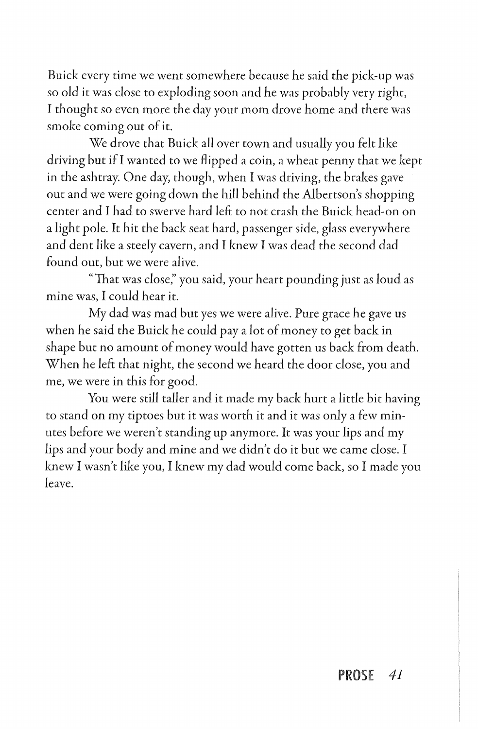Buick every time we went somewhere because he said the pick-up was so old it was close to exploding soon and he was probably very right, I thought so even more the day your mom drove home and there was smoke coming out of it.

We drove that Buick all over town and usually you felt like driving but if I wanted to we flipped a coin, a wheat penny that we kept in the ashtray. One day, though, when I was driving, the brakes gave out and we were going down the hill behind the Albertson's shopping center and I had to swerve hard left to not crash the Buick head-on on a light pole. It hit the back seat hard, passenger side, glass everywhere and dent like a steely cavern, and I knew I was dead the second dad found out, but we were alive.

"That was close," you said, your heart pounding just as loud as mine was, I could hear it.

My dad was mad but yes we were alive. Pure grace he gave us when he said the Buick he could pay a lot of money to get back in shape but no amount of money would have gotten us back from death. When he left that night, the second we heard the door close, you and me, we were in this for good.

You were still taller and it made my back hurt a little bit having to stand on my tiptoes but it was worth it and it was only a few minutes before we weren't standing up anymore. It was your lips and my lips and your body and mine and we didn't do it but we came close. I knew I wasn't like you, I knew my dad would come back, so I made you leave.